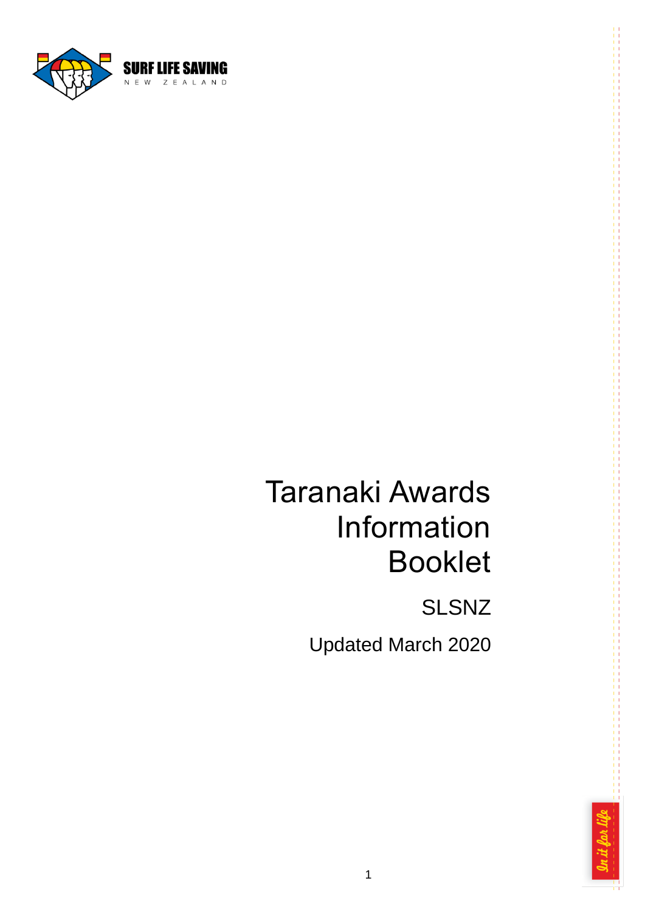SURF LIFE SAVING NEW ZEALAND

# Taranaki Awards Information Booklet

SLSNZ

Updated March 2020

In it for life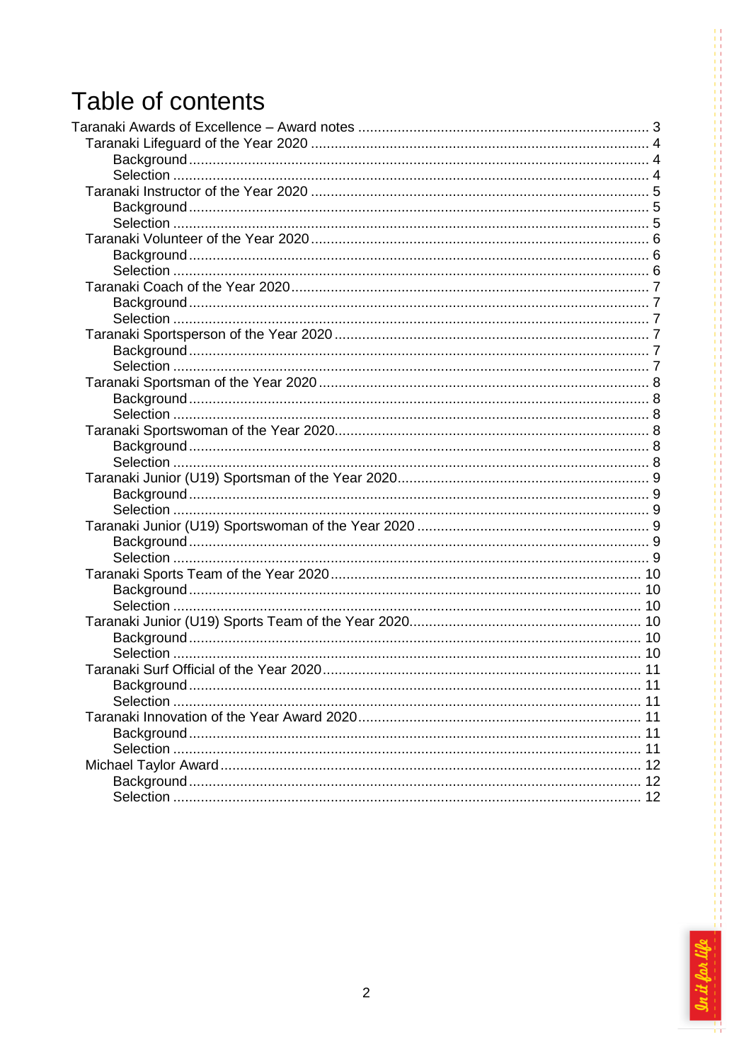# Table of contents

- Taranaki Awards of Excellence – Award notes ..... 3
  - Taranaki Lifeguard of the Year 2020 ..... 4
    - Background ..... 4
    - Selection ..... 4
  - Taranaki Instructor of the Year 2020 ..... 5
    - Background ..... 5
    - Selection ..... 5
  - Taranaki Volunteer of the Year 2020 ..... 6
    - Background ..... 6
    - Selection ..... 6
  - Taranaki Coach of the Year 2020 ..... 7
    - Background ..... 7
    - Selection ..... 7
  - Taranaki Sportsperson of the Year 2020 ..... 7
    - Background ..... 7
    - Selection ..... 7
  - Taranaki Sportsman of the Year 2020 ..... 8
    - Background ..... 8
    - Selection ..... 8
  - Taranaki Sportswoman of the Year 2020 ..... 8
    - Background ..... 8
    - Selection ..... 8
  - Taranaki Junior (U19) Sportsman of the Year 2020 ..... 9
    - Background ..... 9
    - Selection ..... 9
  - Taranaki Junior (U19) Sportswoman of the Year 2020 ..... 9
    - Background ..... 9
    - Selection ..... 9
  - Taranaki Sports Team of the Year 2020 ..... 10
    - Background ..... 10
    - Selection ..... 10
  - Taranaki Junior (U19) Sports Team of the Year 2020 ..... 10
    - Background ..... 10
    - Selection ..... 10
  - Taranaki Surf Official of the Year 2020 ..... 11
    - Background ..... 11
    - Selection ..... 11
  - Taranaki Innovation of the Year Award 2020 ..... 11
    - Background ..... 11
    - Selection ..... 11
  - Michael Taylor Award ..... 12
    - Background ..... 12
    - Selection ..... 12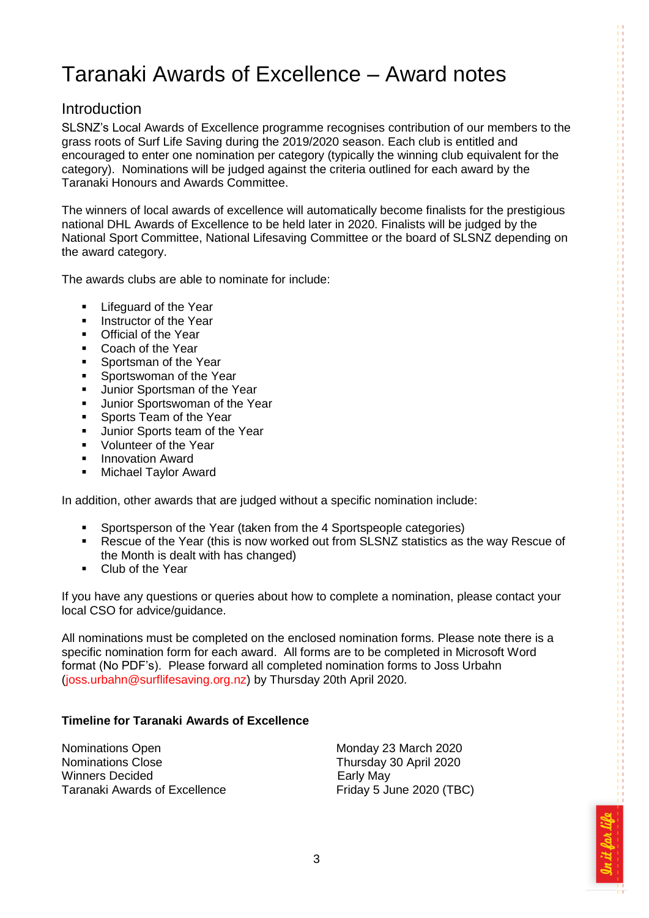# Taranaki Awards of Excellence – Award notes

## Introduction

SLSNZ's Local Awards of Excellence programme recognises contribution of our members to the grass roots of Surf Life Saving during the 2019/2020 season. Each club is entitled and encouraged to enter one nomination per category (typically the winning club equivalent for the category). Nominations will be judged against the criteria outlined for each award by the Taranaki Honours and Awards Committee.

The winners of local awards of excellence will automatically become finalists for the prestigious national DHL Awards of Excellence to be held later in 2020. Finalists will be judged by the National Sport Committee, National Lifesaving Committee or the board of SLSNZ depending on the award category.

The awards clubs are able to nominate for include:

- Lifeguard of the Year
- Instructor of the Year
- Official of the Year
- Coach of the Year
- Sportsman of the Year
- Sportswoman of the Year
- Junior Sportsman of the Year
- Junior Sportswoman of the Year
- Sports Team of the Year
- Junior Sports team of the Year
- Volunteer of the Year
- Innovation Award
- Michael Taylor Award

In addition, other awards that are judged without a specific nomination include:

- Sportsperson of the Year (taken from the 4 Sportspeople categories)
- Rescue of the Year (this is now worked out from SLSNZ statistics as the way Rescue of the Month is dealt with has changed)
- Club of the Year

If you have any questions or queries about how to complete a nomination, please contact your local CSO for advice/guidance.

All nominations must be completed on the enclosed nomination forms. Please note there is a specific nomination form for each award. All forms are to be completed in Microsoft Word format (No PDF's). Please forward all completed nomination forms to Joss Urbahn (joss.urbahn@surflifesaving.org.nz) by Thursday 20th April 2020.

**Timeline for Taranaki Awards of Excellence**

| | |
|---|---|
| Nominations Open | Monday 23 March 2020 |
| Nominations Close | Thursday 30 April 2020 |
| Winners Decided | Early May |
| Taranaki Awards of Excellence | Friday 5 June 2020 (TBC) |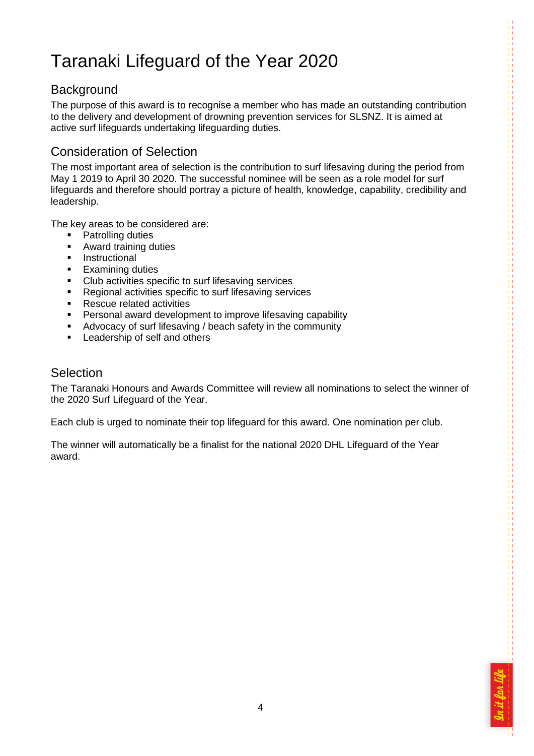# Taranaki Lifeguard of the Year 2020

## Background

The purpose of this award is to recognise a member who has made an outstanding contribution to the delivery and development of drowning prevention services for SLSNZ. It is aimed at active surf lifeguards undertaking lifeguarding duties.

## Consideration of Selection

The most important area of selection is the contribution to surf lifesaving during the period from May 1 2019 to April 30 2020. The successful nominee will be seen as a role model for surf lifeguards and therefore should portray a picture of health, knowledge, capability, credibility and leadership.

The key areas to be considered are:

- Patrolling duties
- Award training duties
- Instructional
- Examining duties
- Club activities specific to surf lifesaving services
- Regional activities specific to surf lifesaving services
- Rescue related activities
- Personal award development to improve lifesaving capability
- Advocacy of surf lifesaving / beach safety in the community
- Leadership of self and others

## Selection

The Taranaki Honours and Awards Committee will review all nominations to select the winner of the 2020 Surf Lifeguard of the Year.

Each club is urged to nominate their top lifeguard for this award. One nomination per club.

The winner will automatically be a finalist for the national 2020 DHL Lifeguard of the Year award.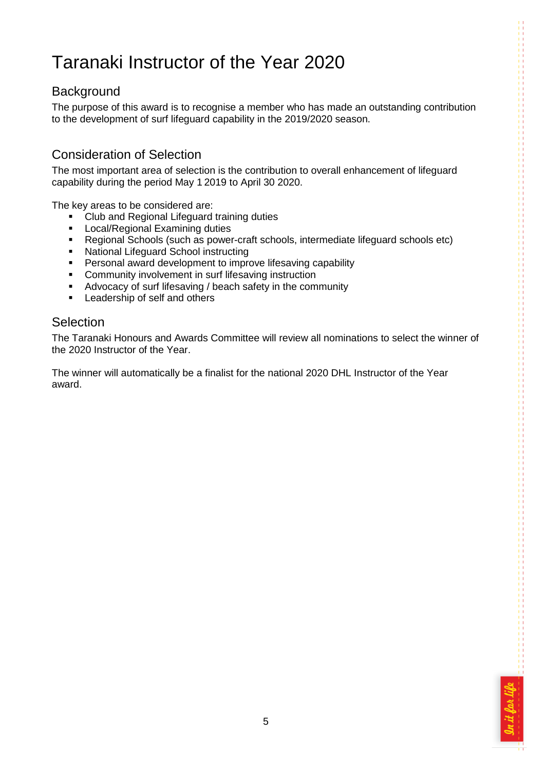# Taranaki Instructor of the Year 2020

## Background

The purpose of this award is to recognise a member who has made an outstanding contribution to the development of surf lifeguard capability in the 2019/2020 season.

## Consideration of Selection

The most important area of selection is the contribution to overall enhancement of lifeguard capability during the period May 1 2019 to April 30 2020.

The key areas to be considered are:

- Club and Regional Lifeguard training duties
- Local/Regional Examining duties
- Regional Schools (such as power-craft schools, intermediate lifeguard schools etc)
- National Lifeguard School instructing
- Personal award development to improve lifesaving capability
- Community involvement in surf lifesaving instruction
- Advocacy of surf lifesaving / beach safety in the community
- Leadership of self and others

## Selection

The Taranaki Honours and Awards Committee will review all nominations to select the winner of the 2020 Instructor of the Year.

The winner will automatically be a finalist for the national 2020 DHL Instructor of the Year award.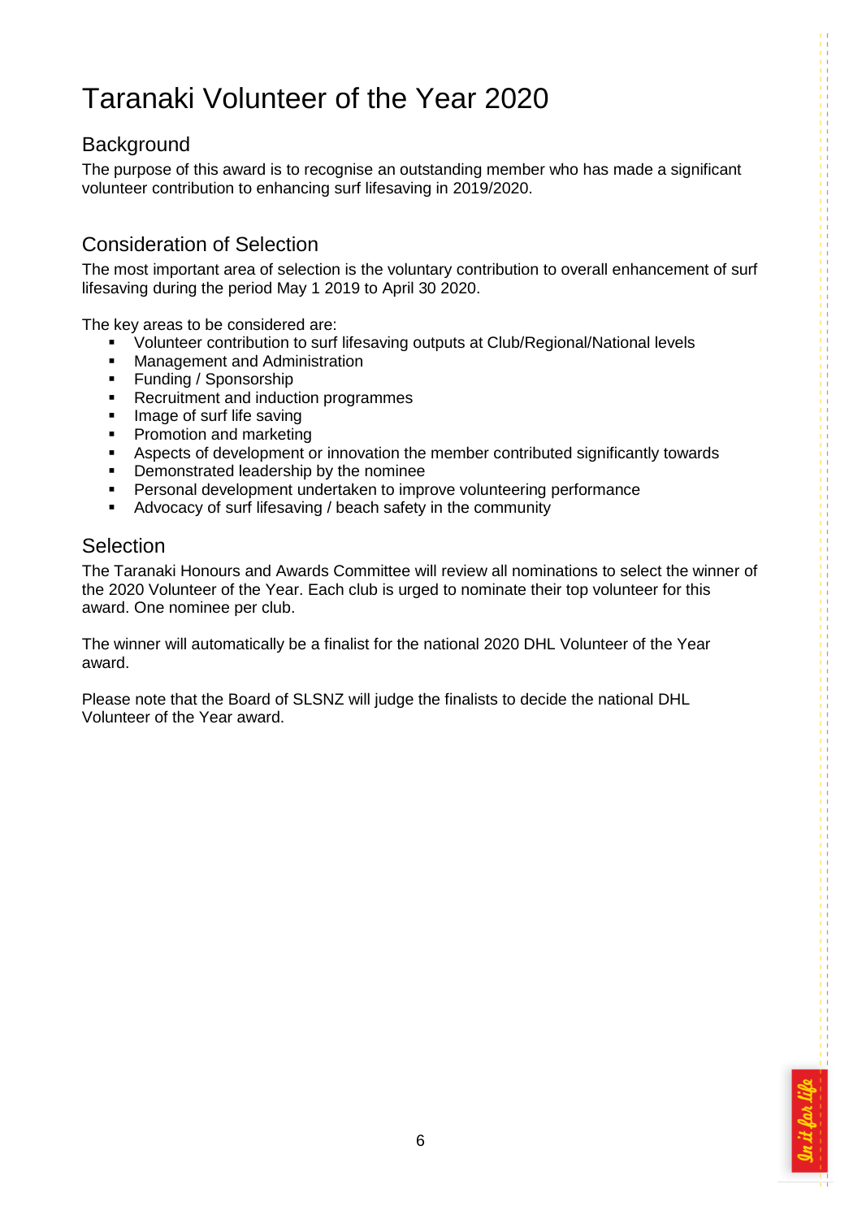# Taranaki Volunteer of the Year 2020

## Background

The purpose of this award is to recognise an outstanding member who has made a significant volunteer contribution to enhancing surf lifesaving in 2019/2020.

## Consideration of Selection

The most important area of selection is the voluntary contribution to overall enhancement of surf lifesaving during the period May 1 2019 to April 30 2020.

The key areas to be considered are:

- Volunteer contribution to surf lifesaving outputs at Club/Regional/National levels
- Management and Administration
- Funding / Sponsorship
- Recruitment and induction programmes
- Image of surf life saving
- Promotion and marketing
- Aspects of development or innovation the member contributed significantly towards
- Demonstrated leadership by the nominee
- Personal development undertaken to improve volunteering performance
- Advocacy of surf lifesaving / beach safety in the community

## Selection

The Taranaki Honours and Awards Committee will review all nominations to select the winner of the 2020 Volunteer of the Year. Each club is urged to nominate their top volunteer for this award. One nominee per club.

The winner will automatically be a finalist for the national 2020 DHL Volunteer of the Year award.

Please note that the Board of SLSNZ will judge the finalists to decide the national DHL Volunteer of the Year award.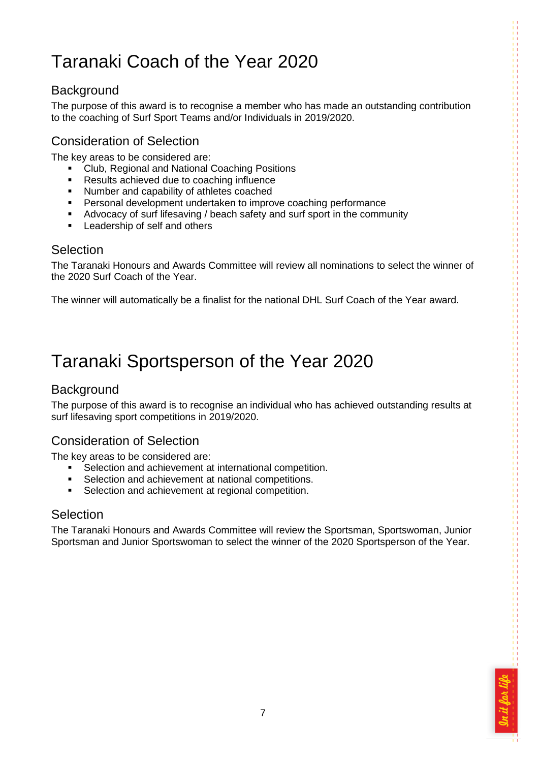# Taranaki Coach of the Year 2020

## Background

The purpose of this award is to recognise a member who has made an outstanding contribution to the coaching of Surf Sport Teams and/or Individuals in 2019/2020.

## Consideration of Selection

The key areas to be considered are:

- Club, Regional and National Coaching Positions
- Results achieved due to coaching influence
- Number and capability of athletes coached
- Personal development undertaken to improve coaching performance
- Advocacy of surf lifesaving / beach safety and surf sport in the community
- Leadership of self and others

## Selection

The Taranaki Honours and Awards Committee will review all nominations to select the winner of the 2020 Surf Coach of the Year.

The winner will automatically be a finalist for the national DHL Surf Coach of the Year award.

# Taranaki Sportsperson of the Year 2020

## Background

The purpose of this award is to recognise an individual who has achieved outstanding results at surf lifesaving sport competitions in 2019/2020.

## Consideration of Selection

The key areas to be considered are:

- Selection and achievement at international competition.
- Selection and achievement at national competitions.
- Selection and achievement at regional competition.

## Selection

The Taranaki Honours and Awards Committee will review the Sportsman, Sportswoman, Junior Sportsman and Junior Sportswoman to select the winner of the 2020 Sportsperson of the Year.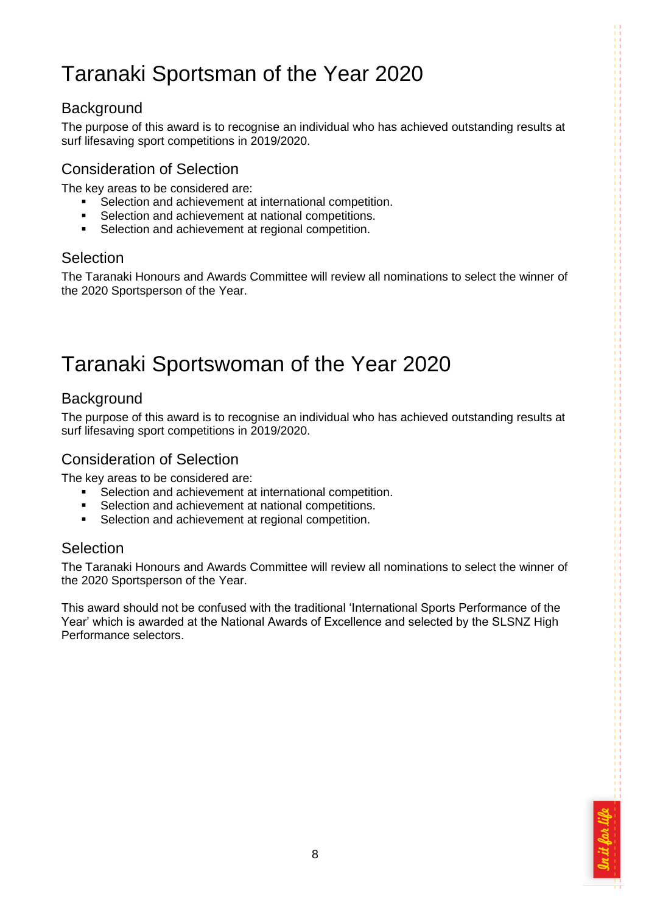# Taranaki Sportsman of the Year 2020

## Background

The purpose of this award is to recognise an individual who has achieved outstanding results at surf lifesaving sport competitions in 2019/2020.

## Consideration of Selection

The key areas to be considered are:

- Selection and achievement at international competition.
- Selection and achievement at national competitions.
- Selection and achievement at regional competition.

## Selection

The Taranaki Honours and Awards Committee will review all nominations to select the winner of the 2020 Sportsperson of the Year.

# Taranaki Sportswoman of the Year 2020

## Background

The purpose of this award is to recognise an individual who has achieved outstanding results at surf lifesaving sport competitions in 2019/2020.

## Consideration of Selection

The key areas to be considered are:

- Selection and achievement at international competition.
- Selection and achievement at national competitions.
- Selection and achievement at regional competition.

## Selection

The Taranaki Honours and Awards Committee will review all nominations to select the winner of the 2020 Sportsperson of the Year.

This award should not be confused with the traditional 'International Sports Performance of the Year' which is awarded at the National Awards of Excellence and selected by the SLSNZ High Performance selectors.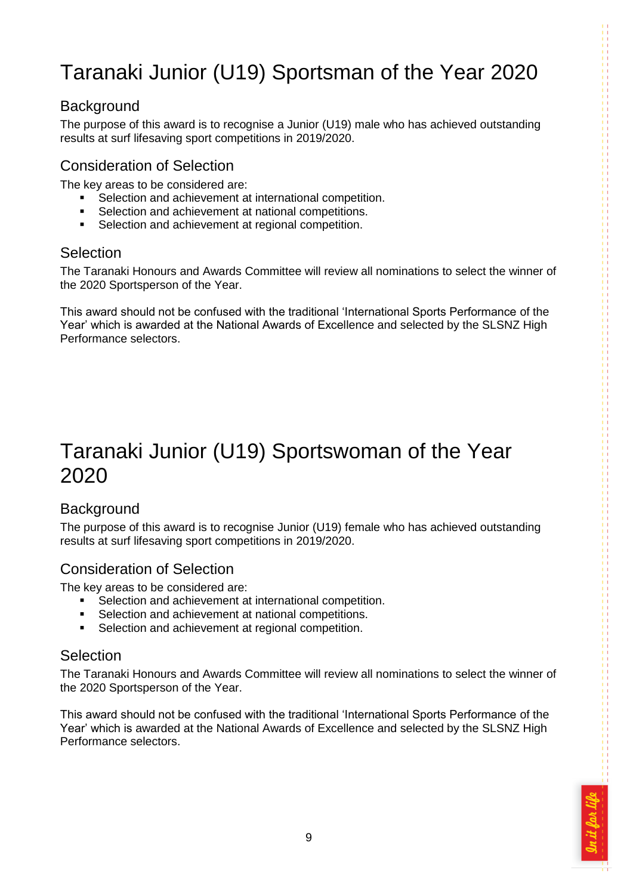# Taranaki Junior (U19) Sportsman of the Year 2020

## Background

The purpose of this award is to recognise a Junior (U19) male who has achieved outstanding results at surf lifesaving sport competitions in 2019/2020.

## Consideration of Selection

The key areas to be considered are:

- Selection and achievement at international competition.
- Selection and achievement at national competitions.
- Selection and achievement at regional competition.

## Selection

The Taranaki Honours and Awards Committee will review all nominations to select the winner of the 2020 Sportsperson of the Year.

This award should not be confused with the traditional 'International Sports Performance of the Year' which is awarded at the National Awards of Excellence and selected by the SLSNZ High Performance selectors.

# Taranaki Junior (U19) Sportswoman of the Year 2020

## Background

The purpose of this award is to recognise Junior (U19) female who has achieved outstanding results at surf lifesaving sport competitions in 2019/2020.

## Consideration of Selection

The key areas to be considered are:

- Selection and achievement at international competition.
- Selection and achievement at national competitions.
- Selection and achievement at regional competition.

## Selection

The Taranaki Honours and Awards Committee will review all nominations to select the winner of the 2020 Sportsperson of the Year.

This award should not be confused with the traditional 'International Sports Performance of the Year' which is awarded at the National Awards of Excellence and selected by the SLSNZ High Performance selectors.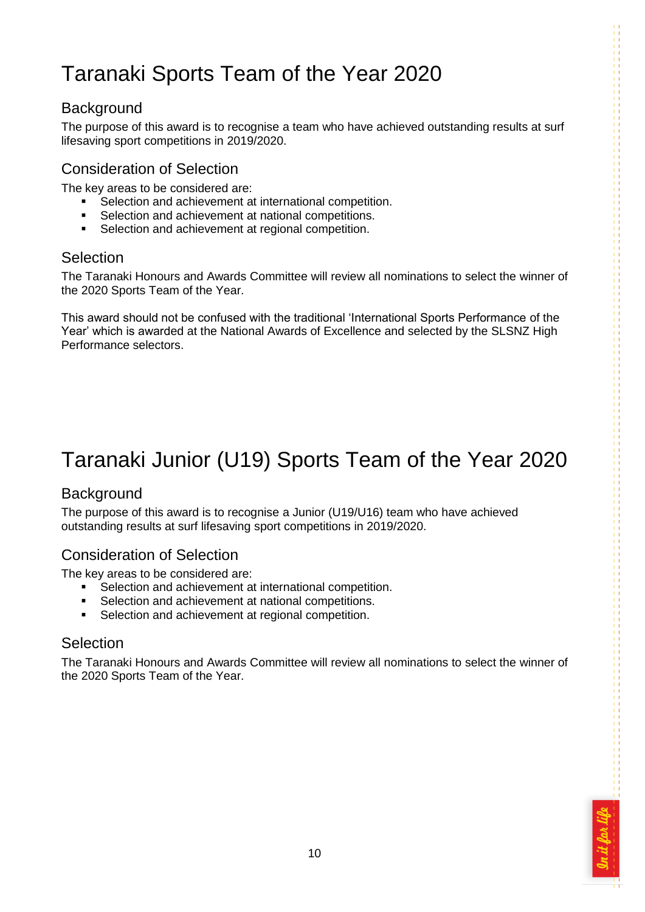# Taranaki Sports Team of the Year 2020

## Background

The purpose of this award is to recognise a team who have achieved outstanding results at surf lifesaving sport competitions in 2019/2020.

## Consideration of Selection

The key areas to be considered are:

- Selection and achievement at international competition.
- Selection and achievement at national competitions.
- Selection and achievement at regional competition.

## Selection

The Taranaki Honours and Awards Committee will review all nominations to select the winner of the 2020 Sports Team of the Year.

This award should not be confused with the traditional 'International Sports Performance of the Year' which is awarded at the National Awards of Excellence and selected by the SLSNZ High Performance selectors.

# Taranaki Junior (U19) Sports Team of the Year 2020

## Background

The purpose of this award is to recognise a Junior (U19/U16) team who have achieved outstanding results at surf lifesaving sport competitions in 2019/2020.

## Consideration of Selection

The key areas to be considered are:

- Selection and achievement at international competition.
- Selection and achievement at national competitions.
- Selection and achievement at regional competition.

## Selection

The Taranaki Honours and Awards Committee will review all nominations to select the winner of the 2020 Sports Team of the Year.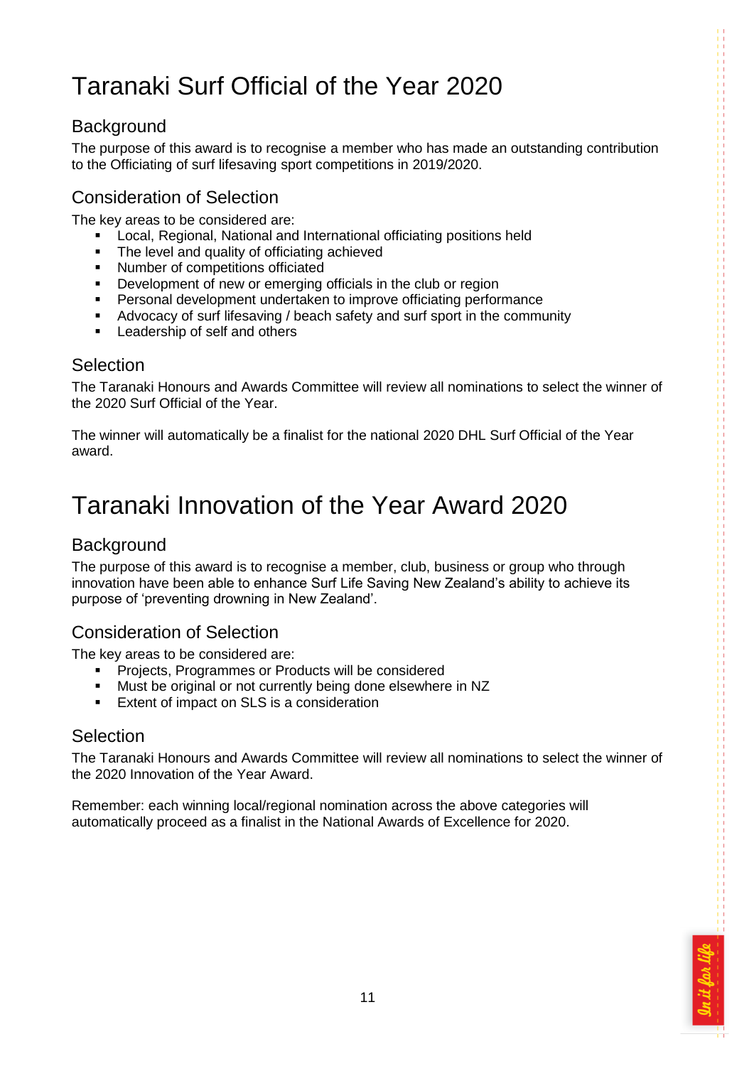# Taranaki Surf Official of the Year 2020

## Background

The purpose of this award is to recognise a member who has made an outstanding contribution to the Officiating of surf lifesaving sport competitions in 2019/2020.

## Consideration of Selection

The key areas to be considered are:

- Local, Regional, National and International officiating positions held
- The level and quality of officiating achieved
- Number of competitions officiated
- Development of new or emerging officials in the club or region
- Personal development undertaken to improve officiating performance
- Advocacy of surf lifesaving / beach safety and surf sport in the community
- Leadership of self and others

## Selection

The Taranaki Honours and Awards Committee will review all nominations to select the winner of the 2020 Surf Official of the Year.

The winner will automatically be a finalist for the national 2020 DHL Surf Official of the Year award.

# Taranaki Innovation of the Year Award 2020

## Background

The purpose of this award is to recognise a member, club, business or group who through innovation have been able to enhance Surf Life Saving New Zealand's ability to achieve its purpose of 'preventing drowning in New Zealand'.

## Consideration of Selection

The key areas to be considered are:

- Projects, Programmes or Products will be considered
- Must be original or not currently being done elsewhere in NZ
- Extent of impact on SLS is a consideration

## Selection

The Taranaki Honours and Awards Committee will review all nominations to select the winner of the 2020 Innovation of the Year Award.

Remember: each winning local/regional nomination across the above categories will automatically proceed as a finalist in the National Awards of Excellence for 2020.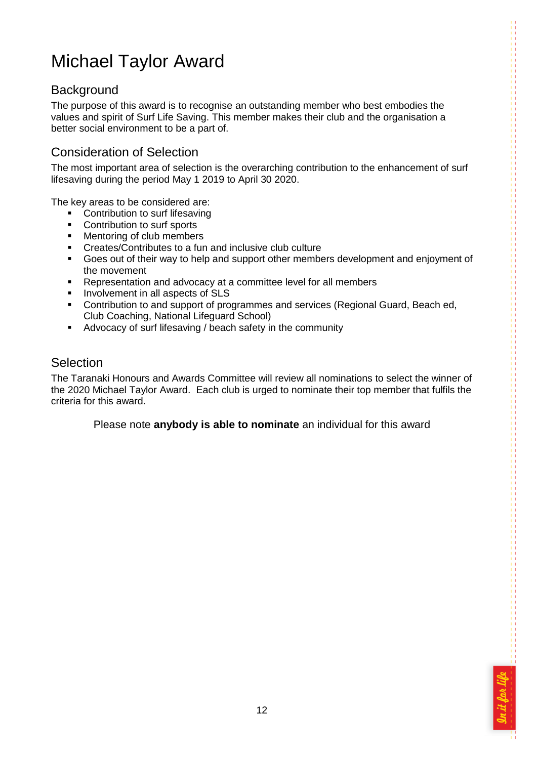# Michael Taylor Award

## Background

The purpose of this award is to recognise an outstanding member who best embodies the values and spirit of Surf Life Saving. This member makes their club and the organisation a better social environment to be a part of.

## Consideration of Selection

The most important area of selection is the overarching contribution to the enhancement of surf lifesaving during the period May 1 2019 to April 30 2020.

The key areas to be considered are:

- Contribution to surf lifesaving
- Contribution to surf sports
- Mentoring of club members
- Creates/Contributes to a fun and inclusive club culture
- Goes out of their way to help and support other members development and enjoyment of the movement
- Representation and advocacy at a committee level for all members
- Involvement in all aspects of SLS
- Contribution to and support of programmes and services (Regional Guard, Beach ed, Club Coaching, National Lifeguard School)
- Advocacy of surf lifesaving / beach safety in the community

## Selection

The Taranaki Honours and Awards Committee will review all nominations to select the winner of the 2020 Michael Taylor Award. Each club is urged to nominate their top member that fulfils the criteria for this award.

Please note **anybody is able to nominate** an individual for this award